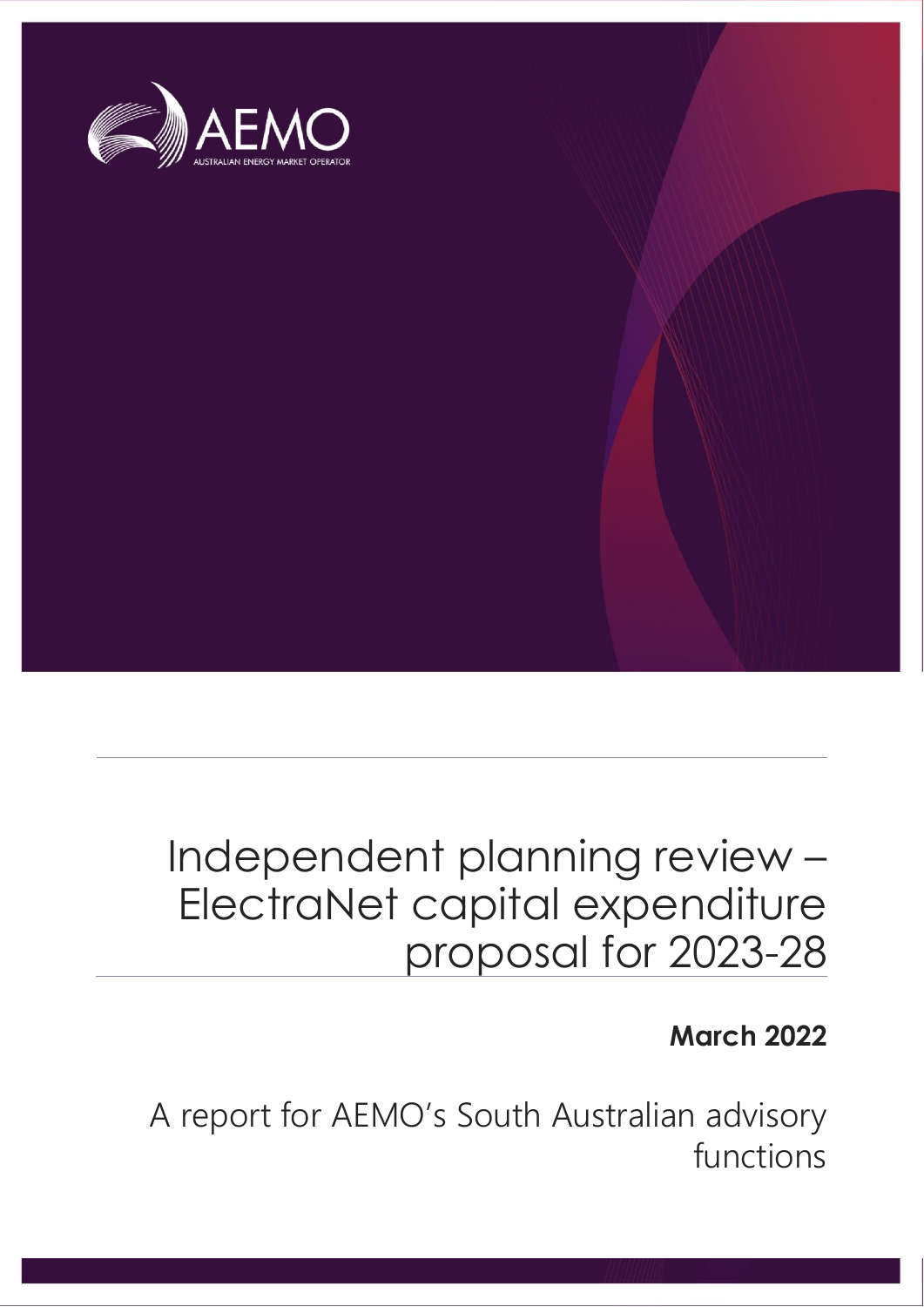AEMO

AUSTRALIAN ENERGY MARKET OPERATOR

# Independent planning review – ElectraNet capital expenditure proposal for 2023-28

**March 2022**

A report for AEMO's South Australian advisory functions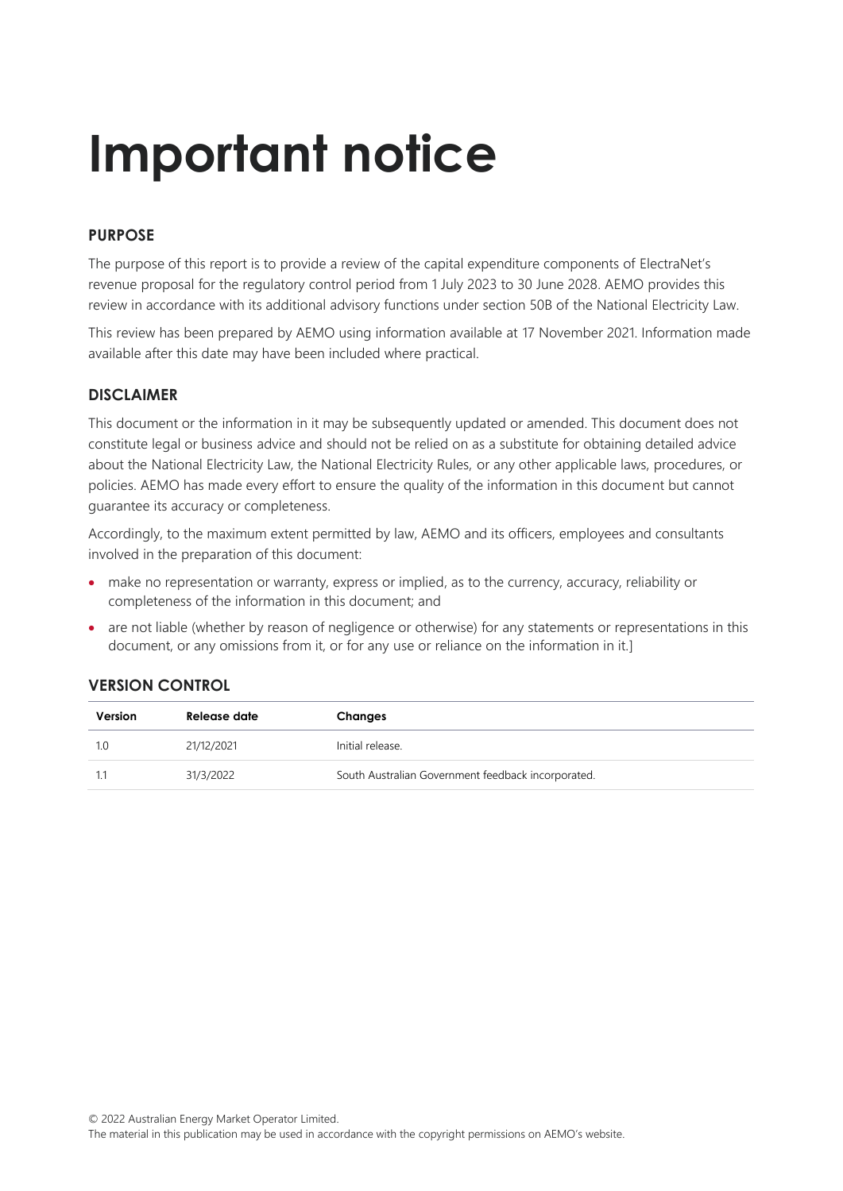# Important notice

### PURPOSE

The purpose of this report is to provide a review of the capital expenditure components of ElectraNet's revenue proposal for the regulatory control period from 1 July 2023 to 30 June 2028. AEMO provides this review in accordance with its additional advisory functions under section 50B of the National Electricity Law.

This review has been prepared by AEMO using information available at 17 November 2021. Information made available after this date may have been included where practical.

### DISCLAIMER

This document or the information in it may be subsequently updated or amended. This document does not constitute legal or business advice and should not be relied on as a substitute for obtaining detailed advice about the National Electricity Law, the National Electricity Rules, or any other applicable laws, procedures, or policies. AEMO has made every effort to ensure the quality of the information in this document but cannot guarantee its accuracy or completeness.

Accordingly, to the maximum extent permitted by law, AEMO and its officers, employees and consultants involved in the preparation of this document:

- make no representation or warranty, express or implied, as to the currency, accuracy, reliability or completeness of the information in this document; and
- are not liable (whether by reason of negligence or otherwise) for any statements or representations in this document, or any omissions from it, or for any use or reliance on the information in it.]

### VERSION CONTROL

| Version | Release date | Changes |
|---|---|---|
| 1.0 | 21/12/2021 | Initial release. |
| 1.1 | 31/3/2022 | South Australian Government feedback incorporated. |

© 2022 Australian Energy Market Operator Limited.
The material in this publication may be used in accordance with the copyright permissions on AEMO's website.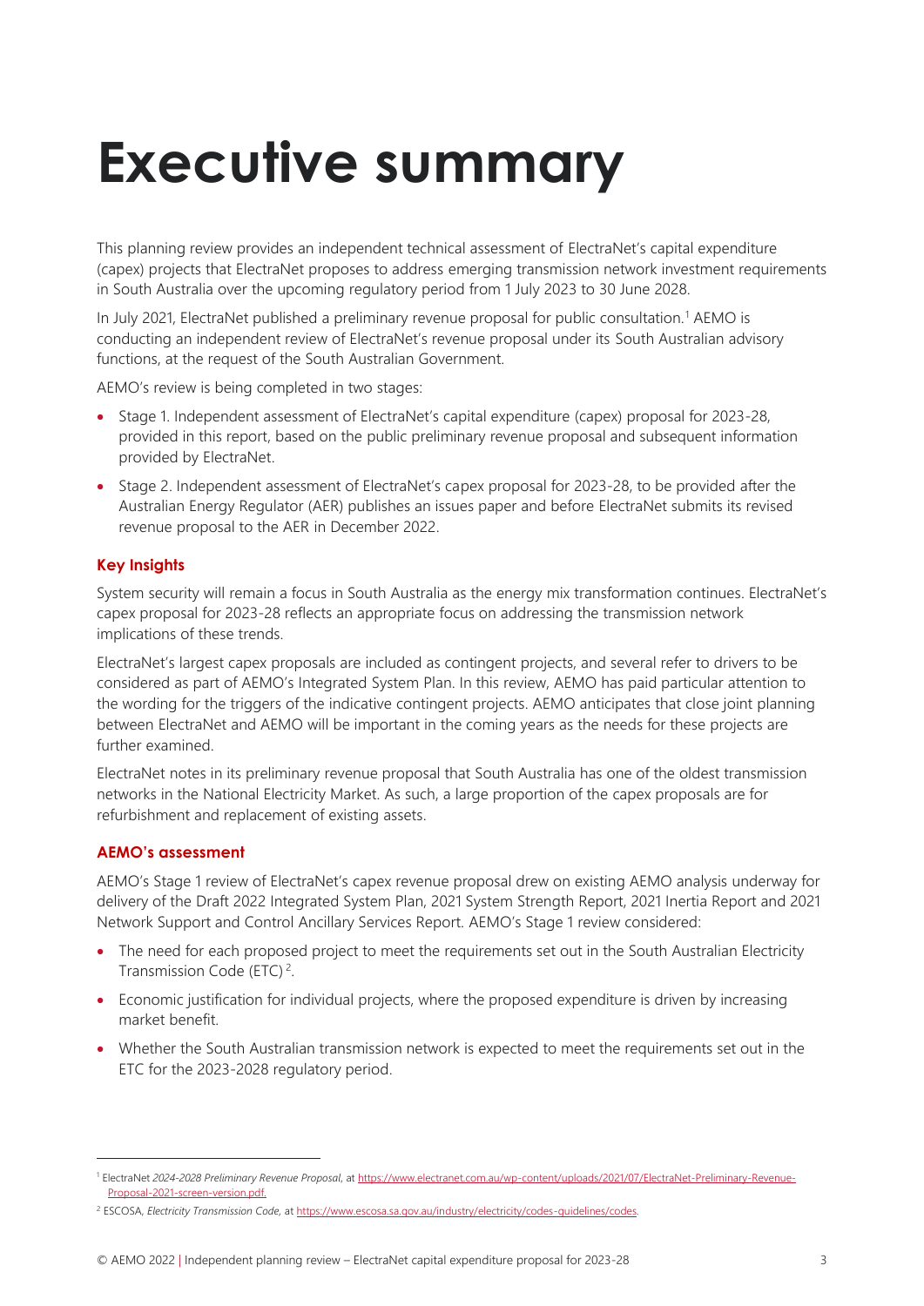# Executive summary

This planning review provides an independent technical assessment of ElectraNet's capital expenditure (capex) projects that ElectraNet proposes to address emerging transmission network investment requirements in South Australia over the upcoming regulatory period from 1 July 2023 to 30 June 2028.

In July 2021, ElectraNet published a preliminary revenue proposal for public consultation.[1] AEMO is conducting an independent review of ElectraNet's revenue proposal under its South Australian advisory functions, at the request of the South Australian Government.

AEMO's review is being completed in two stages:

- Stage 1. Independent assessment of ElectraNet's capital expenditure (capex) proposal for 2023-28, provided in this report, based on the public preliminary revenue proposal and subsequent information provided by ElectraNet.
- Stage 2. Independent assessment of ElectraNet's capex proposal for 2023-28, to be provided after the Australian Energy Regulator (AER) publishes an issues paper and before ElectraNet submits its revised revenue proposal to the AER in December 2022.

### Key Insights

System security will remain a focus in South Australia as the energy mix transformation continues. ElectraNet's capex proposal for 2023-28 reflects an appropriate focus on addressing the transmission network implications of these trends.

ElectraNet's largest capex proposals are included as contingent projects, and several refer to drivers to be considered as part of AEMO's Integrated System Plan. In this review, AEMO has paid particular attention to the wording for the triggers of the indicative contingent projects. AEMO anticipates that close joint planning between ElectraNet and AEMO will be important in the coming years as the needs for these projects are further examined.

ElectraNet notes in its preliminary revenue proposal that South Australia has one of the oldest transmission networks in the National Electricity Market. As such, a large proportion of the capex proposals are for refurbishment and replacement of existing assets.

### AEMO's assessment

AEMO's Stage 1 review of ElectraNet's capex revenue proposal drew on existing AEMO analysis underway for delivery of the Draft 2022 Integrated System Plan, 2021 System Strength Report, 2021 Inertia Report and 2021 Network Support and Control Ancillary Services Report. AEMO's Stage 1 review considered:

- The need for each proposed project to meet the requirements set out in the South Australian Electricity Transmission Code (ETC)[2].
- Economic justification for individual projects, where the proposed expenditure is driven by increasing market benefit.
- Whether the South Australian transmission network is expected to meet the requirements set out in the ETC for the 2023-2028 regulatory period.

---

[1] ElectraNet *2024-2028 Preliminary Revenue Proposal*, at https://www.electranet.com.au/wp-content/uploads/2021/07/ElectraNet-Preliminary-Revenue-Proposal-2021-screen-version.pdf.

[2] ESCOSA, *Electricity Transmission Code,* at https://www.escosa.sa.gov.au/industry/electricity/codes-guidelines/codes.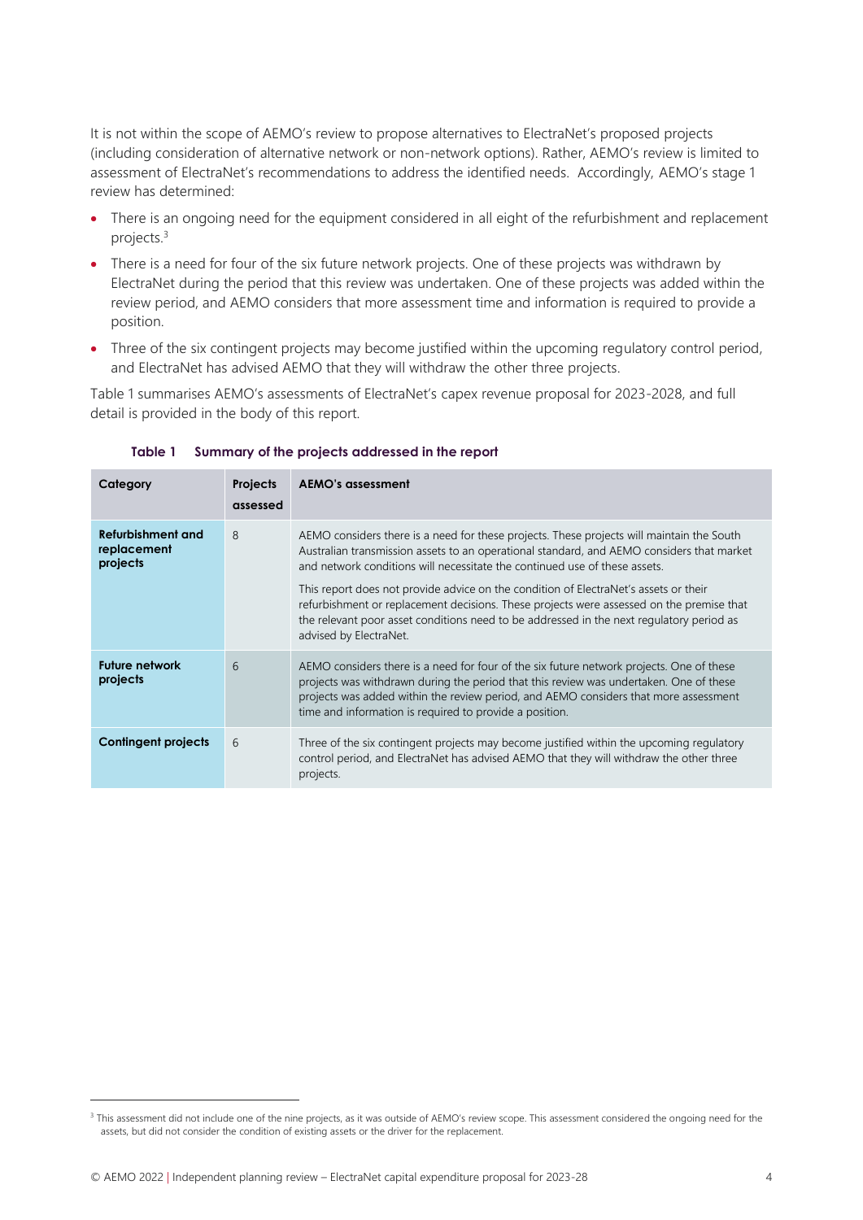It is not within the scope of AEMO's review to propose alternatives to ElectraNet's proposed projects (including consideration of alternative network or non-network options). Rather, AEMO's review is limited to assessment of ElectraNet's recommendations to address the identified needs. Accordingly, AEMO's stage 1 review has determined:

- There is an ongoing need for the equipment considered in all eight of the refurbishment and replacement projects.[3]
- There is a need for four of the six future network projects. One of these projects was withdrawn by ElectraNet during the period that this review was undertaken. One of these projects was added within the review period, and AEMO considers that more assessment time and information is required to provide a position.
- Three of the six contingent projects may become justified within the upcoming regulatory control period, and ElectraNet has advised AEMO that they will withdraw the other three projects.

Table 1 summarises AEMO's assessments of ElectraNet's capex revenue proposal for 2023-2028, and full detail is provided in the body of this report.

**Table 1 Summary of the projects addressed in the report**

| Category | Projects assessed | AEMO's assessment |
|---|---|---|
| **Refurbishment and replacement projects** | 8 | AEMO considers there is a need for these projects. These projects will maintain the South Australian transmission assets to an operational standard, and AEMO considers that market and network conditions will necessitate the continued use of these assets.<br><br>This report does not provide advice on the condition of ElectraNet's assets or their refurbishment or replacement decisions. These projects were assessed on the premise that the relevant poor asset conditions need to be addressed in the next regulatory period as advised by ElectraNet. |
| **Future network projects** | 6 | AEMO considers there is a need for four of the six future network projects. One of these projects was withdrawn during the period that this review was undertaken. One of these projects was added within the review period, and AEMO considers that more assessment time and information is required to provide a position. |
| **Contingent projects** | 6 | Three of the six contingent projects may become justified within the upcoming regulatory control period, and ElectraNet has advised AEMO that they will withdraw the other three projects. |

[3] This assessment did not include one of the nine projects, as it was outside of AEMO's review scope. This assessment considered the ongoing need for the assets, but did not consider the condition of existing assets or the driver for the replacement.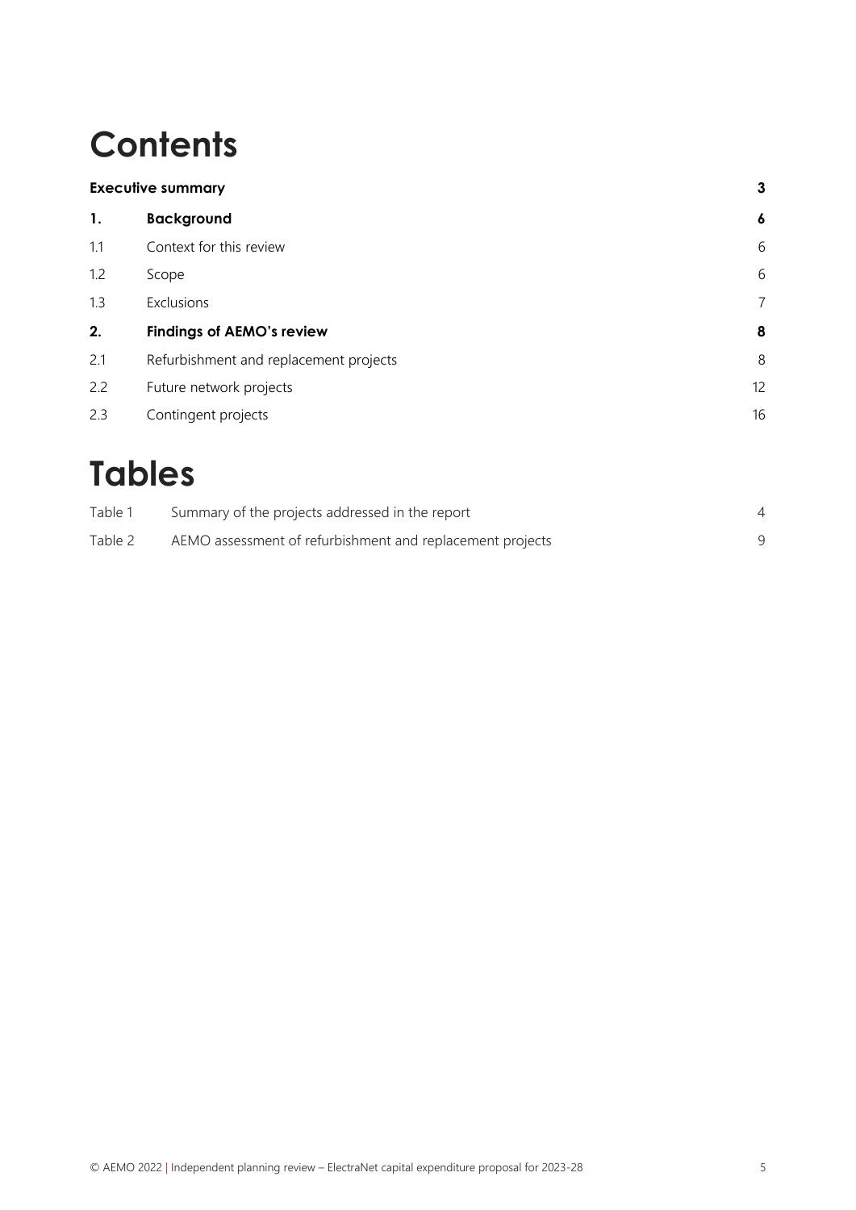# Contents

| | | |
|---|---|---|
| **Executive summary** | | **3** |
| **1.** | **Background** | **6** |
| 1.1 | Context for this review | 6 |
| 1.2 | Scope | 6 |
| 1.3 | Exclusions | 7 |
| **2.** | **Findings of AEMO's review** | **8** |
| 2.1 | Refurbishment and replacement projects | 8 |
| 2.2 | Future network projects | 12 |
| 2.3 | Contingent projects | 16 |

# Tables

| | | |
|---|---|---|
| Table 1 | Summary of the projects addressed in the report | 4 |
| Table 2 | AEMO assessment of refurbishment and replacement projects | 9 |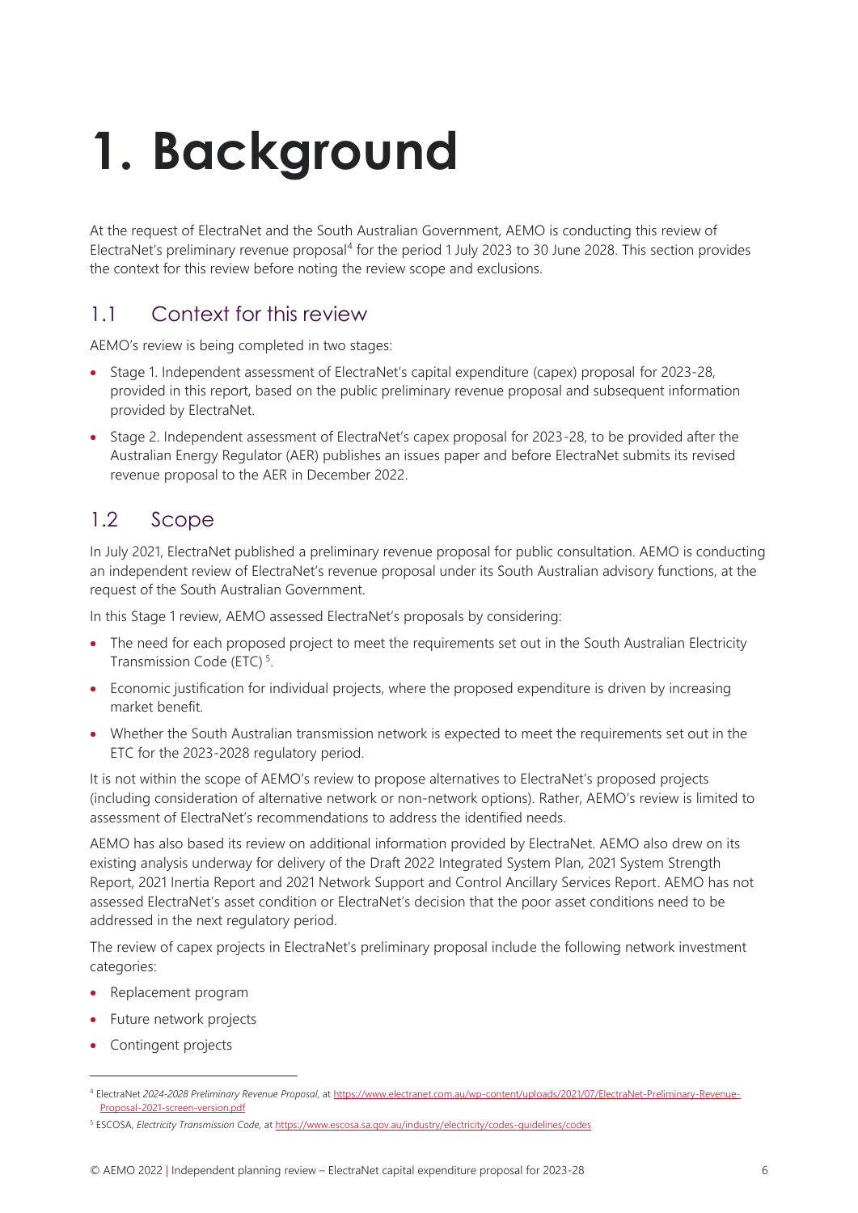# 1. Background

At the request of ElectraNet and the South Australian Government, AEMO is conducting this review of ElectraNet's preliminary revenue proposal[4] for the period 1 July 2023 to 30 June 2028. This section provides the context for this review before noting the review scope and exclusions.

## 1.1 Context for this review

AEMO's review is being completed in two stages:

- Stage 1. Independent assessment of ElectraNet's capital expenditure (capex) proposal for 2023-28, provided in this report, based on the public preliminary revenue proposal and subsequent information provided by ElectraNet.
- Stage 2. Independent assessment of ElectraNet's capex proposal for 2023-28, to be provided after the Australian Energy Regulator (AER) publishes an issues paper and before ElectraNet submits its revised revenue proposal to the AER in December 2022.

## 1.2 Scope

In July 2021, ElectraNet published a preliminary revenue proposal for public consultation. AEMO is conducting an independent review of ElectraNet's revenue proposal under its South Australian advisory functions, at the request of the South Australian Government.

In this Stage 1 review, AEMO assessed ElectraNet's proposals by considering:

- The need for each proposed project to meet the requirements set out in the South Australian Electricity Transmission Code (ETC)[5].
- Economic justification for individual projects, where the proposed expenditure is driven by increasing market benefit.
- Whether the South Australian transmission network is expected to meet the requirements set out in the ETC for the 2023-2028 regulatory period.

It is not within the scope of AEMO's review to propose alternatives to ElectraNet's proposed projects (including consideration of alternative network or non-network options). Rather, AEMO's review is limited to assessment of ElectraNet's recommendations to address the identified needs.

AEMO has also based its review on additional information provided by ElectraNet. AEMO also drew on its existing analysis underway for delivery of the Draft 2022 Integrated System Plan, 2021 System Strength Report, 2021 Inertia Report and 2021 Network Support and Control Ancillary Services Report. AEMO has not assessed ElectraNet's asset condition or ElectraNet's decision that the poor asset conditions need to be addressed in the next regulatory period.

The review of capex projects in ElectraNet's preliminary proposal include the following network investment categories:

- Replacement program
- Future network projects
- Contingent projects

---

[4] ElectraNet *2024-2028 Preliminary Revenue Proposal*, at https://www.electranet.com.au/wp-content/uploads/2021/07/ElectraNet-Preliminary-Revenue-Proposal-2021-screen-version.pdf

[5] ESCOSA, *Electricity Transmission Code*, at https://www.escosa.sa.gov.au/industry/electricity/codes-guidelines/codes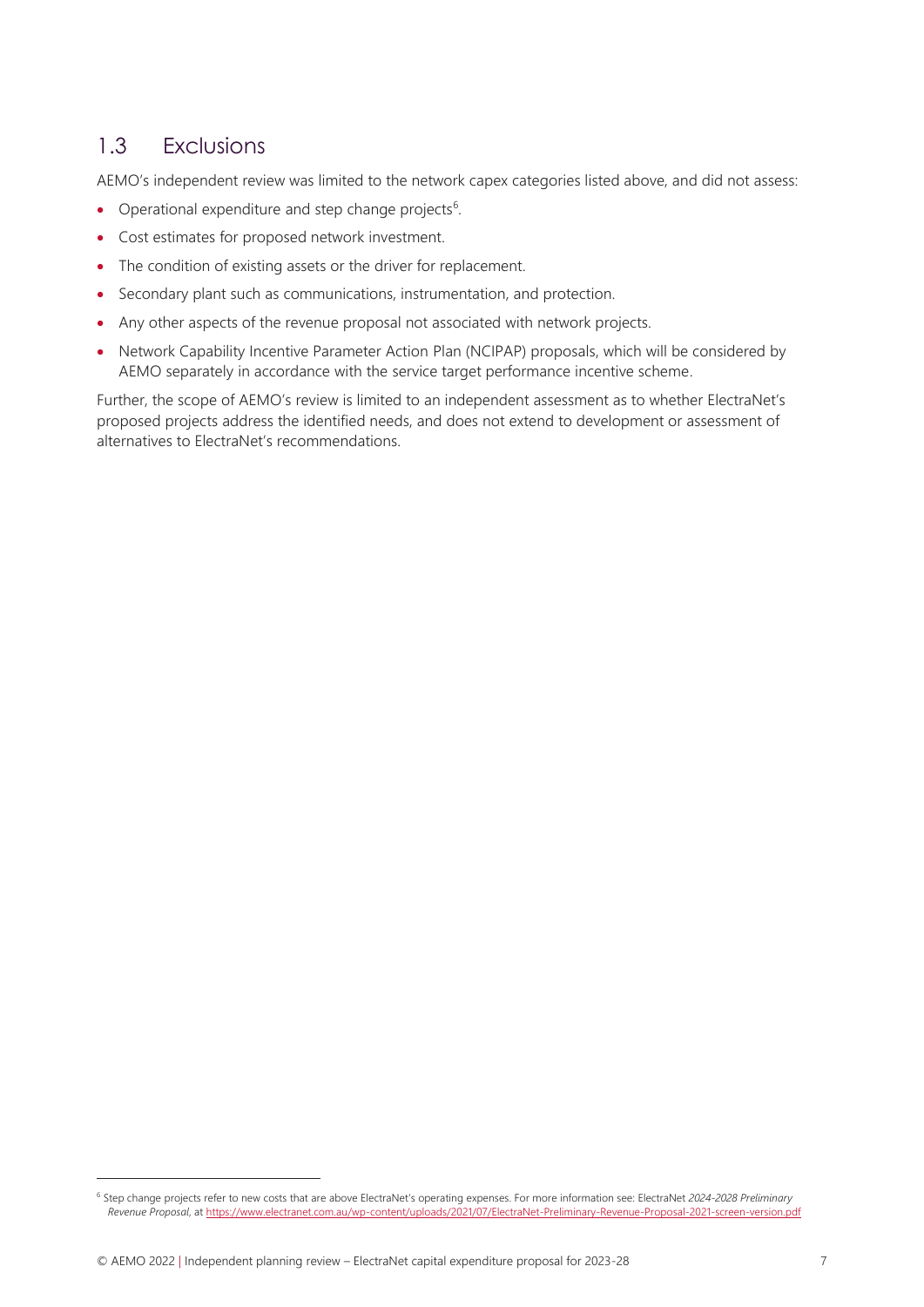## 1.3 Exclusions

AEMO's independent review was limited to the network capex categories listed above, and did not assess:

- Operational expenditure and step change projects[6].
- Cost estimates for proposed network investment.
- The condition of existing assets or the driver for replacement.
- Secondary plant such as communications, instrumentation, and protection.
- Any other aspects of the revenue proposal not associated with network projects.
- Network Capability Incentive Parameter Action Plan (NCIPAP) proposals, which will be considered by AEMO separately in accordance with the service target performance incentive scheme.

Further, the scope of AEMO's review is limited to an independent assessment as to whether ElectraNet's proposed projects address the identified needs, and does not extend to development or assessment of alternatives to ElectraNet's recommendations.

[6] Step change projects refer to new costs that are above ElectraNet's operating expenses. For more information see: ElectraNet *2024-2028 Preliminary Revenue Proposal*, at https://www.electranet.com.au/wp-content/uploads/2021/07/ElectraNet-Preliminary-Revenue-Proposal-2021-screen-version.pdf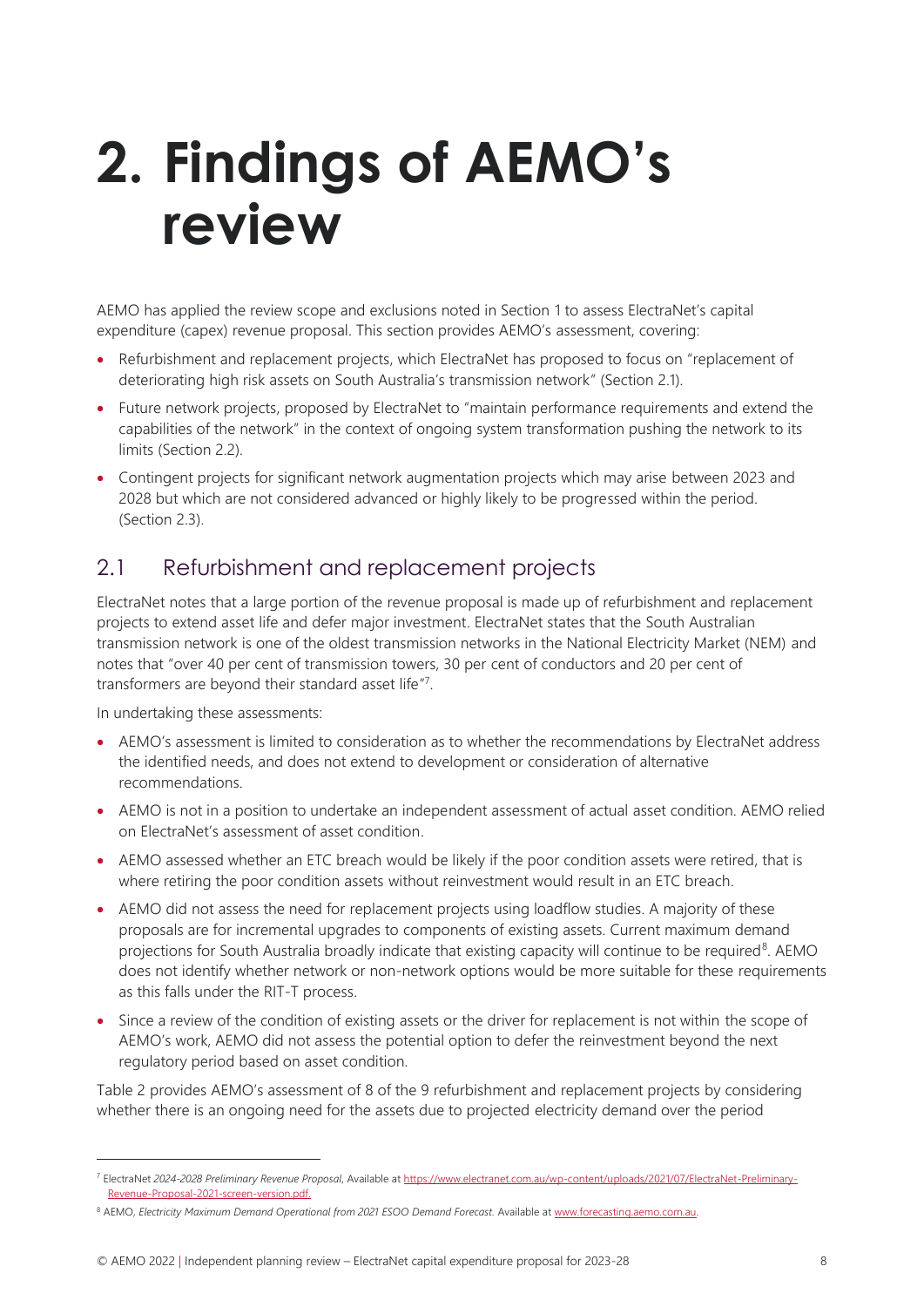# 2. Findings of AEMO's review

AEMO has applied the review scope and exclusions noted in Section 1 to assess ElectraNet's capital expenditure (capex) revenue proposal. This section provides AEMO's assessment, covering:

- Refurbishment and replacement projects, which ElectraNet has proposed to focus on "replacement of deteriorating high risk assets on South Australia's transmission network" (Section 2.1).
- Future network projects, proposed by ElectraNet to "maintain performance requirements and extend the capabilities of the network" in the context of ongoing system transformation pushing the network to its limits (Section 2.2).
- Contingent projects for significant network augmentation projects which may arise between 2023 and 2028 but which are not considered advanced or highly likely to be progressed within the period. (Section 2.3).

## 2.1 Refurbishment and replacement projects

ElectraNet notes that a large portion of the revenue proposal is made up of refurbishment and replacement projects to extend asset life and defer major investment. ElectraNet states that the South Australian transmission network is one of the oldest transmission networks in the National Electricity Market (NEM) and notes that "over 40 per cent of transmission towers, 30 per cent of conductors and 20 per cent of transformers are beyond their standard asset life"[7].

In undertaking these assessments:

- AEMO's assessment is limited to consideration as to whether the recommendations by ElectraNet address the identified needs, and does not extend to development or consideration of alternative recommendations.
- AEMO is not in a position to undertake an independent assessment of actual asset condition. AEMO relied on ElectraNet's assessment of asset condition.
- AEMO assessed whether an ETC breach would be likely if the poor condition assets were retired, that is where retiring the poor condition assets without reinvestment would result in an ETC breach.
- AEMO did not assess the need for replacement projects using loadflow studies. A majority of these proposals are for incremental upgrades to components of existing assets. Current maximum demand projections for South Australia broadly indicate that existing capacity will continue to be required[8]. AEMO does not identify whether network or non-network options would be more suitable for these requirements as this falls under the RIT-T process.
- Since a review of the condition of existing assets or the driver for replacement is not within the scope of AEMO's work, AEMO did not assess the potential option to defer the reinvestment beyond the next regulatory period based on asset condition.

Table 2 provides AEMO's assessment of 8 of the 9 refurbishment and replacement projects by considering whether there is an ongoing need for the assets due to projected electricity demand over the period

---

[7] ElectraNet *2024-2028 Preliminary Revenue Proposal*, Available at https://www.electranet.com.au/wp-content/uploads/2021/07/ElectraNet-Preliminary-Revenue-Proposal-2021-screen-version.pdf.

[8] AEMO, *Electricity Maximum Demand Operational from 2021 ESOO Demand Forecast*. Available at www.forecasting.aemo.com.au.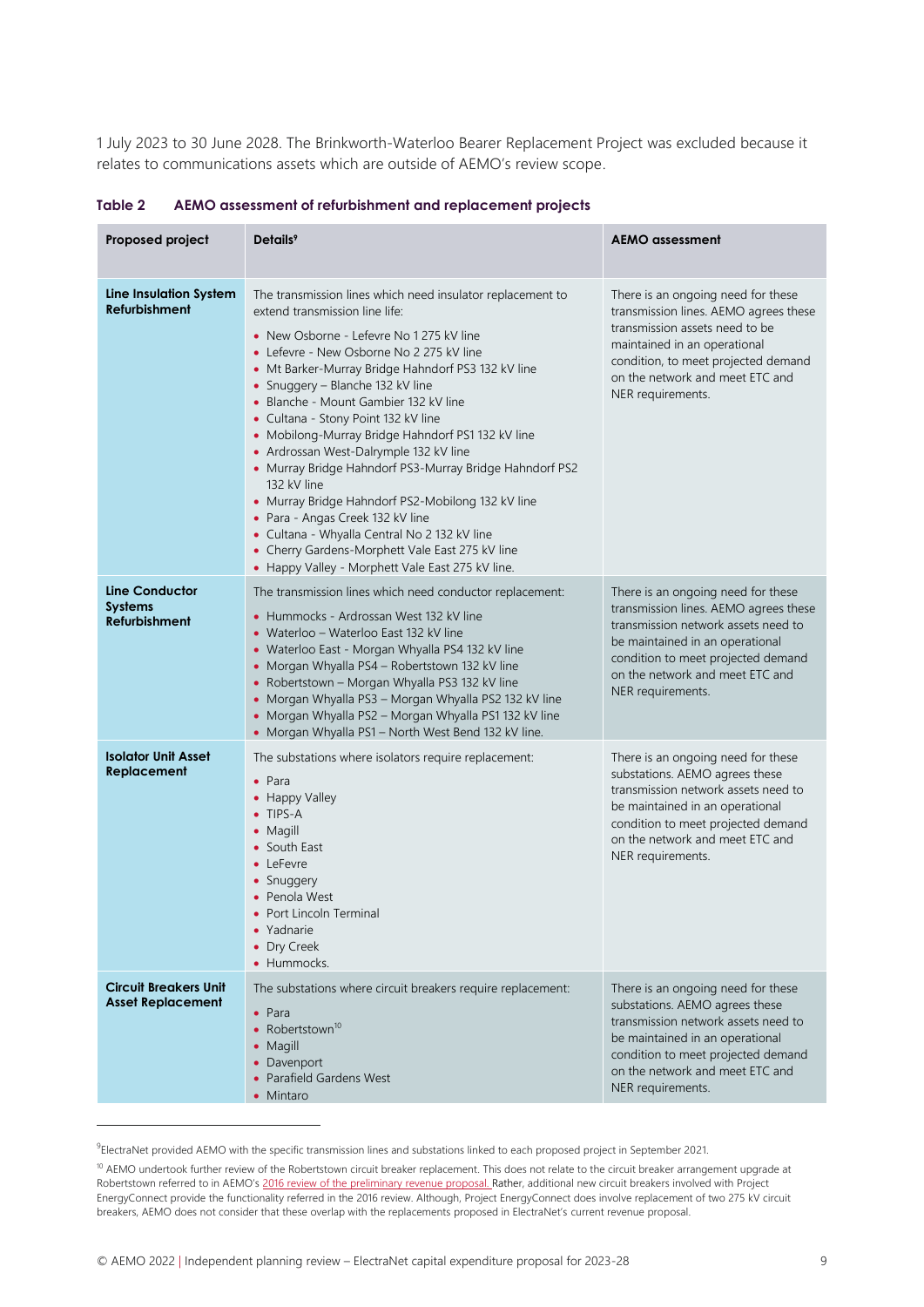1 July 2023 to 30 June 2028. The Brinkworth-Waterloo Bearer Replacement Project was excluded because it relates to communications assets which are outside of AEMO's review scope.

**Table 2 AEMO assessment of refurbishment and replacement projects**

| Proposed project | Details[9] | AEMO assessment |
|---|---|---|
| **Line Insulation System Refurbishment** | The transmission lines which need insulator replacement to extend transmission line life:<br>• New Osborne - Lefevre No 1 275 kV line<br>• Lefevre - New Osborne No 2 275 kV line<br>• Mt Barker-Murray Bridge Hahndorf PS3 132 kV line<br>• Snuggery – Blanche 132 kV line<br>• Blanche - Mount Gambier 132 kV line<br>• Cultana - Stony Point 132 kV line<br>• Mobilong-Murray Bridge Hahndorf PS1 132 kV line<br>• Ardrossan West-Dalrymple 132 kV line<br>• Murray Bridge Hahndorf PS3-Murray Bridge Hahndorf PS2 132 kV line<br>• Murray Bridge Hahndorf PS2-Mobilong 132 kV line<br>• Para - Angas Creek 132 kV line<br>• Cultana - Whyalla Central No 2 132 kV line<br>• Cherry Gardens-Morphett Vale East 275 kV line<br>• Happy Valley - Morphett Vale East 275 kV line. | There is an ongoing need for these transmission lines. AEMO agrees these transmission assets need to be maintained in an operational condition, to meet projected demand on the network and meet ETC and NER requirements. |
| **Line Conductor Systems Refurbishment** | The transmission lines which need conductor replacement:<br>• Hummocks - Ardrossan West 132 kV line<br>• Waterloo – Waterloo East 132 kV line<br>• Waterloo East - Morgan Whyalla PS4 132 kV line<br>• Morgan Whyalla PS4 – Robertstown 132 kV line<br>• Robertstown – Morgan Whyalla PS3 132 kV line<br>• Morgan Whyalla PS3 – Morgan Whyalla PS2 132 kV line<br>• Morgan Whyalla PS2 – Morgan Whyalla PS1 132 kV line<br>• Morgan Whyalla PS1 – North West Bend 132 kV line. | There is an ongoing need for these transmission lines. AEMO agrees these transmission network assets need to be maintained in an operational condition to meet projected demand on the network and meet ETC and NER requirements. |
| **Isolator Unit Asset Replacement** | The substations where isolators require replacement:<br>• Para<br>• Happy Valley<br>• TIPS-A<br>• Magill<br>• South East<br>• LeFevre<br>• Snuggery<br>• Penola West<br>• Port Lincoln Terminal<br>• Yadnarie<br>• Dry Creek<br>• Hummocks. | There is an ongoing need for these substations. AEMO agrees these transmission network assets need to be maintained in an operational condition to meet projected demand on the network and meet ETC and NER requirements. |
| **Circuit Breakers Unit Asset Replacement** | The substations where circuit breakers require replacement:<br>• Para<br>• Robertstown[10]<br>• Magill<br>• Davenport<br>• Parafield Gardens West<br>• Mintaro | There is an ongoing need for these substations. AEMO agrees these transmission network assets need to be maintained in an operational condition to meet projected demand on the network and meet ETC and NER requirements. |

[9] ElectraNet provided AEMO with the specific transmission lines and substations linked to each proposed project in September 2021.

[10] AEMO undertook further review of the Robertstown circuit breaker replacement. This does not relate to the circuit breaker arrangement upgrade at Robertstown referred to in AEMO's 2016 review of the preliminary revenue proposal. Rather, additional new circuit breakers involved with Project EnergyConnect provide the functionality referred in the 2016 review. Although, Project EnergyConnect does involve replacement of two 275 kV circuit breakers, AEMO does not consider that these overlap with the replacements proposed in ElectraNet's current revenue proposal.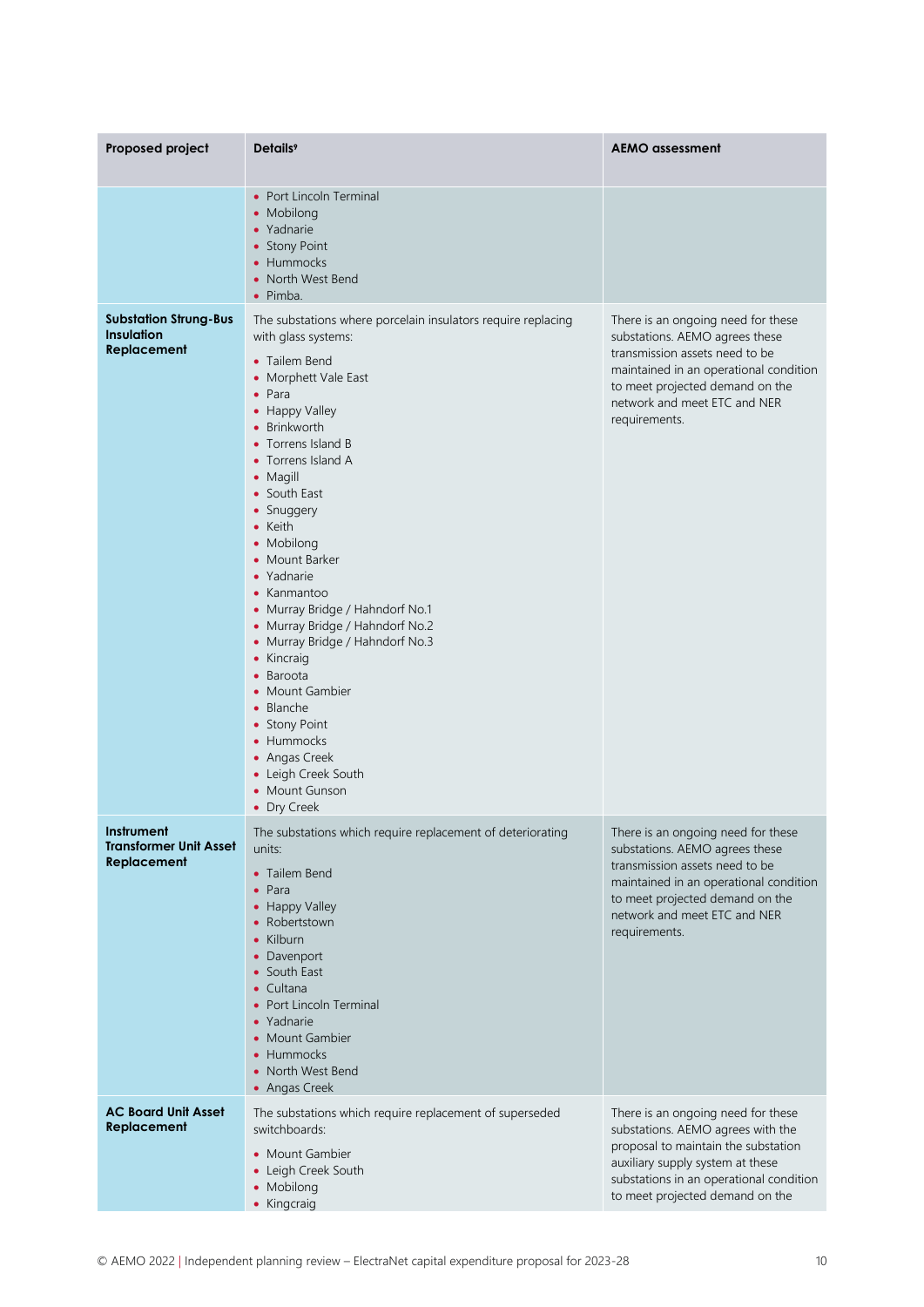| Proposed project | Details[9] | AEMO assessment |
|---|---|---|
| | • Port Lincoln Terminal<br>• Mobilong<br>• Yadnarie<br>• Stony Point<br>• Hummocks<br>• North West Bend<br>• Pimba. | |
| **Substation Strung-Bus Insulation Replacement** | The substations where porcelain insulators require replacing with glass systems:<br>• Tailem Bend<br>• Morphett Vale East<br>• Para<br>• Happy Valley<br>• Brinkworth<br>• Torrens Island B<br>• Torrens Island A<br>• Magill<br>• South East<br>• Snuggery<br>• Keith<br>• Mobilong<br>• Mount Barker<br>• Yadnarie<br>• Kanmantoo<br>• Murray Bridge / Hahndorf No.1<br>• Murray Bridge / Hahndorf No.2<br>• Murray Bridge / Hahndorf No.3<br>• Kincraig<br>• Baroota<br>• Mount Gambier<br>• Blanche<br>• Stony Point<br>• Hummocks<br>• Angas Creek<br>• Leigh Creek South<br>• Mount Gunson<br>• Dry Creek | There is an ongoing need for these substations. AEMO agrees these transmission assets need to be maintained in an operational condition to meet projected demand on the network and meet ETC and NER requirements. |
| **Instrument Transformer Unit Asset Replacement** | The substations which require replacement of deteriorating units:<br>• Tailem Bend<br>• Para<br>• Happy Valley<br>• Robertstown<br>• Kilburn<br>• Davenport<br>• South East<br>• Cultana<br>• Port Lincoln Terminal<br>• Yadnarie<br>• Mount Gambier<br>• Hummocks<br>• North West Bend<br>• Angas Creek | There is an ongoing need for these substations. AEMO agrees these transmission assets need to be maintained in an operational condition to meet projected demand on the network and meet ETC and NER requirements. |
| **AC Board Unit Asset Replacement** | The substations which require replacement of superseded switchboards:<br>• Mount Gambier<br>• Leigh Creek South<br>• Mobilong<br>• Kingcraig | There is an ongoing need for these substations. AEMO agrees with the proposal to maintain the substation auxiliary supply system at these substations in an operational condition to meet projected demand on the |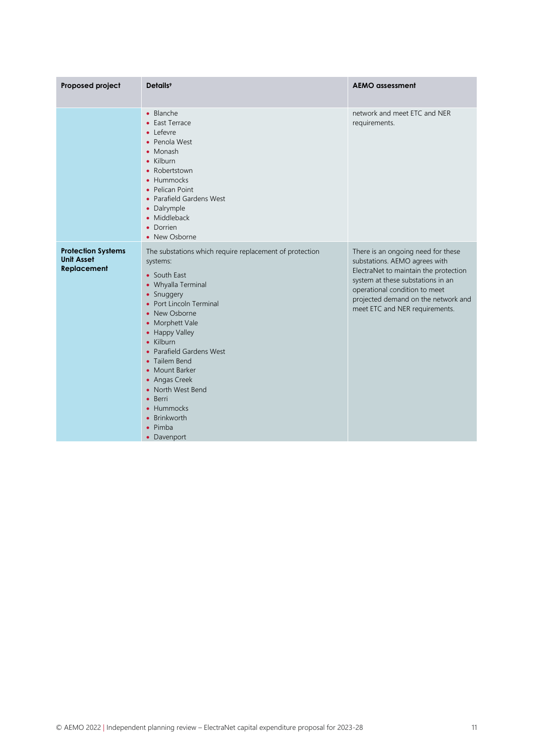| Proposed project | Details[9] | AEMO assessment |
| --- | --- | --- |
| | • Blanche<br>• East Terrace<br>• Lefevre<br>• Penola West<br>• Monash<br>• Kilburn<br>• Robertstown<br>• Hummocks<br>• Pelican Point<br>• Parafield Gardens West<br>• Dalrymple<br>• Middleback<br>• Dorrien<br>• New Osborne | network and meet ETC and NER requirements. |
| **Protection Systems Unit Asset Replacement** | The substations which require replacement of protection systems:<br>• South East<br>• Whyalla Terminal<br>• Snuggery<br>• Port Lincoln Terminal<br>• New Osborne<br>• Morphett Vale<br>• Happy Valley<br>• Kilburn<br>• Parafield Gardens West<br>• Tailem Bend<br>• Mount Barker<br>• Angas Creek<br>• North West Bend<br>• Berri<br>• Hummocks<br>• Brinkworth<br>• Pimba<br>• Davenport | There is an ongoing need for these substations. AEMO agrees with ElectraNet to maintain the protection system at these substations in an operational condition to meet projected demand on the network and meet ETC and NER requirements. |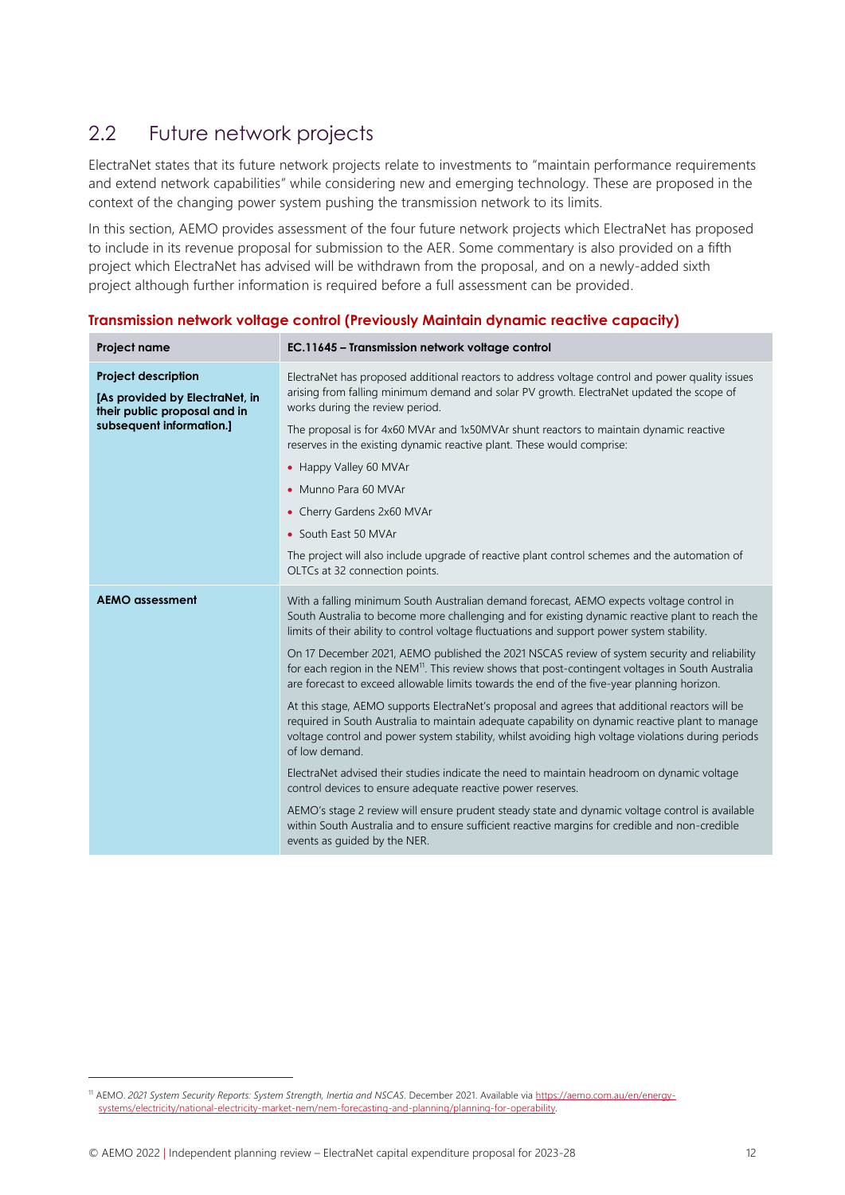## 2.2 Future network projects

ElectraNet states that its future network projects relate to investments to "maintain performance requirements and extend network capabilities" while considering new and emerging technology. These are proposed in the context of the changing power system pushing the transmission network to its limits.

In this section, AEMO provides assessment of the four future network projects which ElectraNet has proposed to include in its revenue proposal for submission to the AER. Some commentary is also provided on a fifth project which ElectraNet has advised will be withdrawn from the proposal, and on a newly-added sixth project although further information is required before a full assessment can be provided.

### Transmission network voltage control (Previously Maintain dynamic reactive capacity)

| **Project name** | **EC.11645 – Transmission network voltage control** |
|---|---|
| **Project description** <br> **[As provided by ElectraNet, in their public proposal and in subsequent information.]** | ElectraNet has proposed additional reactors to address voltage control and power quality issues arising from falling minimum demand and solar PV growth. ElectraNet updated the scope of works during the review period. <br><br> The proposal is for 4x60 MVAr and 1x50MVAr shunt reactors to maintain dynamic reactive reserves in the existing dynamic reactive plant. These would comprise: <br> • Happy Valley 60 MVAr <br> • Munno Para 60 MVAr <br> • Cherry Gardens 2x60 MVAr <br> • South East 50 MVAr <br><br> The project will also include upgrade of reactive plant control schemes and the automation of OLTCs at 32 connection points. |
| **AEMO assessment** | With a falling minimum South Australian demand forecast, AEMO expects voltage control in South Australia to become more challenging and for existing dynamic reactive plant to reach the limits of their ability to control voltage fluctuations and support power system stability. <br><br> On 17 December 2021, AEMO published the 2021 NSCAS review of system security and reliability for each region in the NEM[11]. This review shows that post-contingent voltages in South Australia are forecast to exceed allowable limits towards the end of the five-year planning horizon. <br><br> At this stage, AEMO supports ElectraNet's proposal and agrees that additional reactors will be required in South Australia to maintain adequate capability on dynamic reactive plant to manage voltage control and power system stability, whilst avoiding high voltage violations during periods of low demand. <br><br> ElectraNet advised their studies indicate the need to maintain headroom on dynamic voltage control devices to ensure adequate reactive power reserves. <br><br> AEMO's stage 2 review will ensure prudent steady state and dynamic voltage control is available within South Australia and to ensure sufficient reactive margins for credible and non-credible events as guided by the NER. |

[11] AEMO. *2021 System Security Reports: System Strength, Inertia and NSCAS*. December 2021. Available via https://aemo.com.au/en/energy-systems/electricity/national-electricity-market-nem/nem-forecasting-and-planning/planning-for-operability.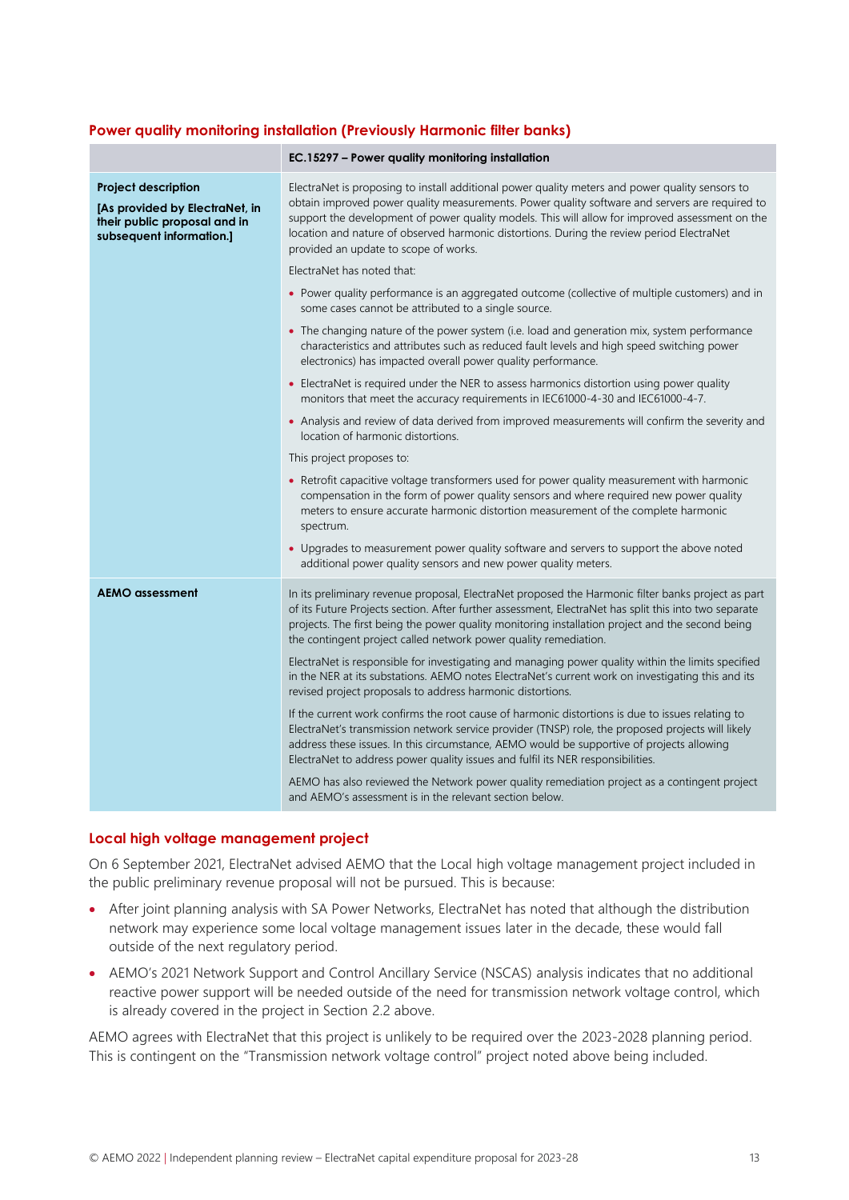### Power quality monitoring installation (Previously Harmonic filter banks)

| | EC.15297 – Power quality monitoring installation |
|---|---|
| **Project description** **[As provided by ElectraNet, in their public proposal and in subsequent information.]** | ElectraNet is proposing to install additional power quality meters and power quality sensors to obtain improved power quality measurements. Power quality software and servers are required to support the development of power quality models. This will allow for improved assessment on the location and nature of observed harmonic distortions. During the review period ElectraNet provided an update to scope of works.<br><br>ElectraNet has noted that:<br>• Power quality performance is an aggregated outcome (collective of multiple customers) and in some cases cannot be attributed to a single source.<br>• The changing nature of the power system (i.e. load and generation mix, system performance characteristics and attributes such as reduced fault levels and high speed switching power electronics) has impacted overall power quality performance.<br>• ElectraNet is required under the NER to assess harmonics distortion using power quality monitors that meet the accuracy requirements in IEC61000-4-30 and IEC61000-4-7.<br>• Analysis and review of data derived from improved measurements will confirm the severity and location of harmonic distortions.<br><br>This project proposes to:<br>• Retrofit capacitive voltage transformers used for power quality measurement with harmonic compensation in the form of power quality sensors and where required new power quality meters to ensure accurate harmonic distortion measurement of the complete harmonic spectrum.<br>• Upgrades to measurement power quality software and servers to support the above noted additional power quality sensors and new power quality meters. |
| **AEMO assessment** | In its preliminary revenue proposal, ElectraNet proposed the Harmonic filter banks project as part of its Future Projects section. After further assessment, ElectraNet has split this into two separate projects. The first being the power quality monitoring installation project and the second being the contingent project called network power quality remediation.<br><br>ElectraNet is responsible for investigating and managing power quality within the limits specified in the NER at its substations. AEMO notes ElectraNet's current work on investigating this and its revised project proposals to address harmonic distortions.<br><br>If the current work confirms the root cause of harmonic distortions is due to issues relating to ElectraNet's transmission network service provider (TNSP) role, the proposed projects will likely address these issues. In this circumstance, AEMO would be supportive of projects allowing ElectraNet to address power quality issues and fulfil its NER responsibilities.<br><br>AEMO has also reviewed the Network power quality remediation project as a contingent project and AEMO's assessment is in the relevant section below. |

### Local high voltage management project

On 6 September 2021, ElectraNet advised AEMO that the Local high voltage management project included in the public preliminary revenue proposal will not be pursued. This is because:

- After joint planning analysis with SA Power Networks, ElectraNet has noted that although the distribution network may experience some local voltage management issues later in the decade, these would fall outside of the next regulatory period.
- AEMO's 2021 Network Support and Control Ancillary Service (NSCAS) analysis indicates that no additional reactive power support will be needed outside of the need for transmission network voltage control, which is already covered in the project in Section 2.2 above.

AEMO agrees with ElectraNet that this project is unlikely to be required over the 2023-2028 planning period. This is contingent on the "Transmission network voltage control" project noted above being included.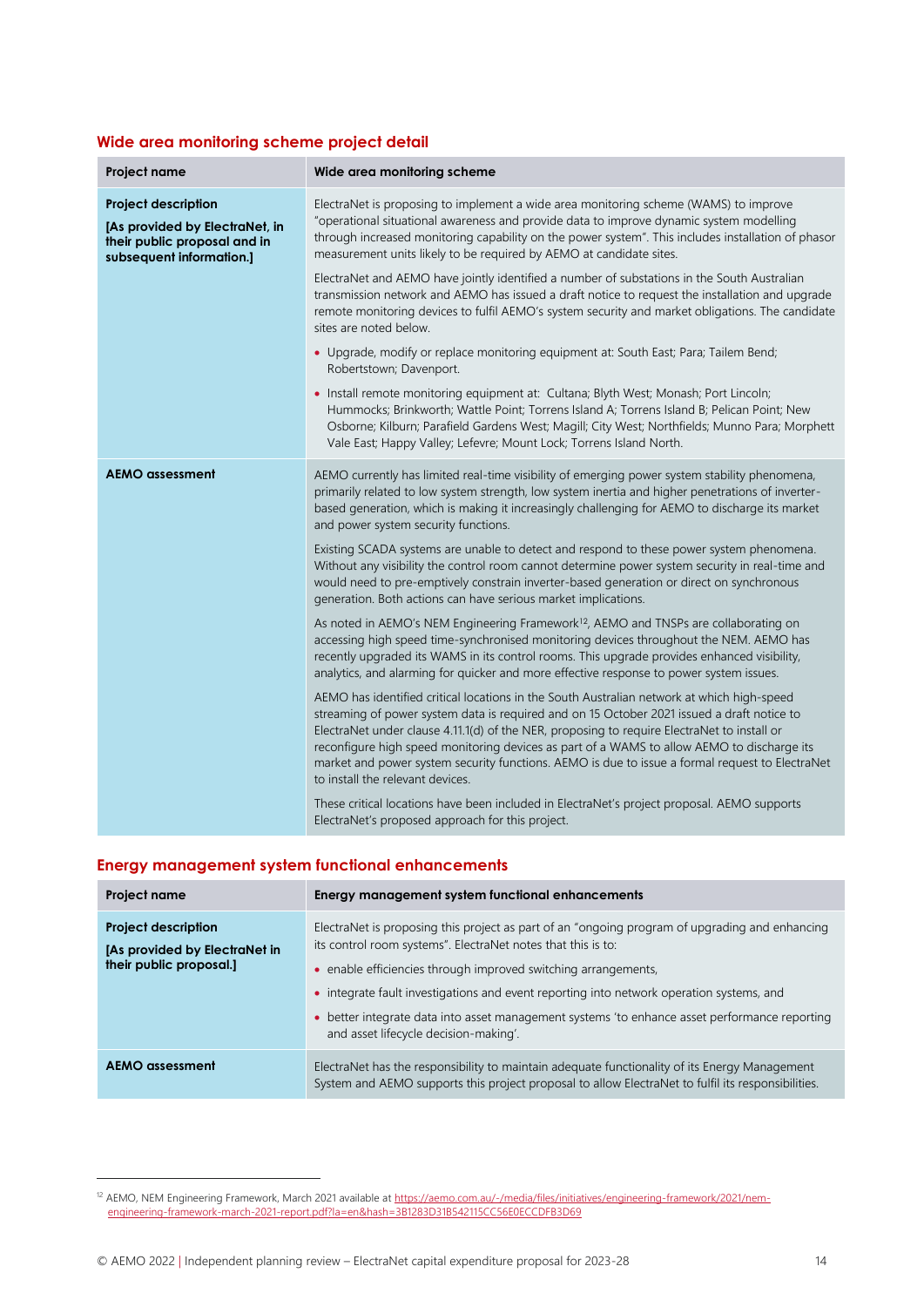### Wide area monitoring scheme project detail

| Project name | Wide area monitoring scheme |
|---|---|
| **Project description** **[As provided by ElectraNet, in their public proposal and in subsequent information.]** | ElectraNet is proposing to implement a wide area monitoring scheme (WAMS) to improve "operational situational awareness and provide data to improve dynamic system modelling through increased monitoring capability on the power system". This includes installation of phasor measurement units likely to be required by AEMO at candidate sites. ElectraNet and AEMO have jointly identified a number of substations in the South Australian transmission network and AEMO has issued a draft notice to request the installation and upgrade remote monitoring devices to fulfil AEMO's system security and market obligations. The candidate sites are noted below. • Upgrade, modify or replace monitoring equipment at: South East; Para; Tailem Bend; Robertstown; Davenport. • Install remote monitoring equipment at: Cultana; Blyth West; Monash; Port Lincoln; Hummocks; Brinkworth; Wattle Point; Torrens Island A; Torrens Island B; Pelican Point; New Osborne; Kilburn; Parafield Gardens West; Magill; City West; Northfields; Munno Para; Morphett Vale East; Happy Valley; Lefevre; Mount Lock; Torrens Island North. |
| **AEMO assessment** | AEMO currently has limited real-time visibility of emerging power system stability phenomena, primarily related to low system strength, low system inertia and higher penetrations of inverter-based generation, which is making it increasingly challenging for AEMO to discharge its market and power system security functions. Existing SCADA systems are unable to detect and respond to these power system phenomena. Without any visibility the control room cannot determine power system security in real-time and would need to pre-emptively constrain inverter-based generation or direct on synchronous generation. Both actions can have serious market implications. As noted in AEMO's NEM Engineering Framework[12], AEMO and TNSPs are collaborating on accessing high speed time-synchronised monitoring devices throughout the NEM. AEMO has recently upgraded its WAMS in its control rooms. This upgrade provides enhanced visibility, analytics, and alarming for quicker and more effective response to power system issues. AEMO has identified critical locations in the South Australian network at which high-speed streaming of power system data is required and on 15 October 2021 issued a draft notice to ElectraNet under clause 4.11.1(d) of the NER, proposing to require ElectraNet to install or reconfigure high speed monitoring devices as part of a WAMS to allow AEMO to discharge its market and power system security functions. AEMO is due to issue a formal request to ElectraNet to install the relevant devices. These critical locations have been included in ElectraNet's project proposal. AEMO supports ElectraNet's proposed approach for this project. |

### Energy management system functional enhancements

| Project name | Energy management system functional enhancements |
|---|---|
| **Project description** **[As provided by ElectraNet in their public proposal.]** | ElectraNet is proposing this project as part of an "ongoing program of upgrading and enhancing its control room systems". ElectraNet notes that this is to: • enable efficiencies through improved switching arrangements, • integrate fault investigations and event reporting into network operation systems, and • better integrate data into asset management systems 'to enhance asset performance reporting and asset lifecycle decision-making'. |
| **AEMO assessment** | ElectraNet has the responsibility to maintain adequate functionality of its Energy Management System and AEMO supports this project proposal to allow ElectraNet to fulfil its responsibilities. |

[12] AEMO, NEM Engineering Framework, March 2021 available at https://aemo.com.au/-/media/files/initiatives/engineering-framework/2021/nem-engineering-framework-march-2021-report.pdf?la=en&hash=3B1283D31B542115CC56E0ECCDFB3D69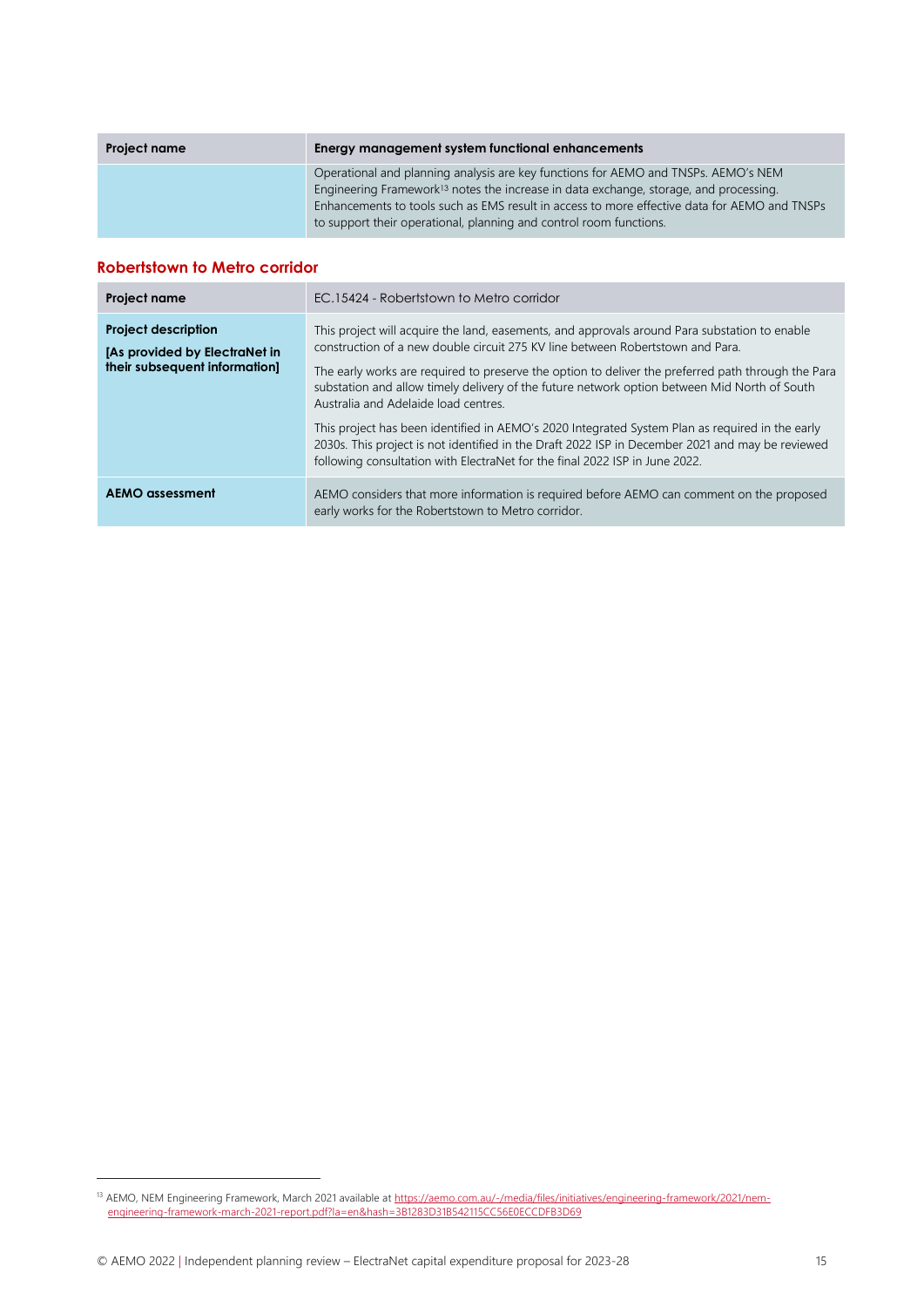| Project name | Energy management system functional enhancements |
| --- | --- |
| | Operational and planning analysis are key functions for AEMO and TNSPs. AEMO's NEM Engineering Framework[13] notes the increase in data exchange, storage, and processing. Enhancements to tools such as EMS result in access to more effective data for AEMO and TNSPs to support their operational, planning and control room functions. |

## Robertstown to Metro corridor

| Project name | EC.15424 - Robertstown to Metro corridor |
| --- | --- |
| **Project description**<br>**[As provided by ElectraNet in their subsequent information]** | This project will acquire the land, easements, and approvals around Para substation to enable construction of a new double circuit 275 KV line between Robertstown and Para.<br><br>The early works are required to preserve the option to deliver the preferred path through the Para substation and allow timely delivery of the future network option between Mid North of South Australia and Adelaide load centres.<br><br>This project has been identified in AEMO's 2020 Integrated System Plan as required in the early 2030s. This project is not identified in the Draft 2022 ISP in December 2021 and may be reviewed following consultation with ElectraNet for the final 2022 ISP in June 2022. |
| **AEMO assessment** | AEMO considers that more information is required before AEMO can comment on the proposed early works for the Robertstown to Metro corridor. |

[13] AEMO, NEM Engineering Framework, March 2021 available at https://aemo.com.au/-/media/files/initiatives/engineering-framework/2021/nem-engineering-framework-march-2021-report.pdf?la=en&hash=3B1283D31B542115CC56E0ECCDFB3D69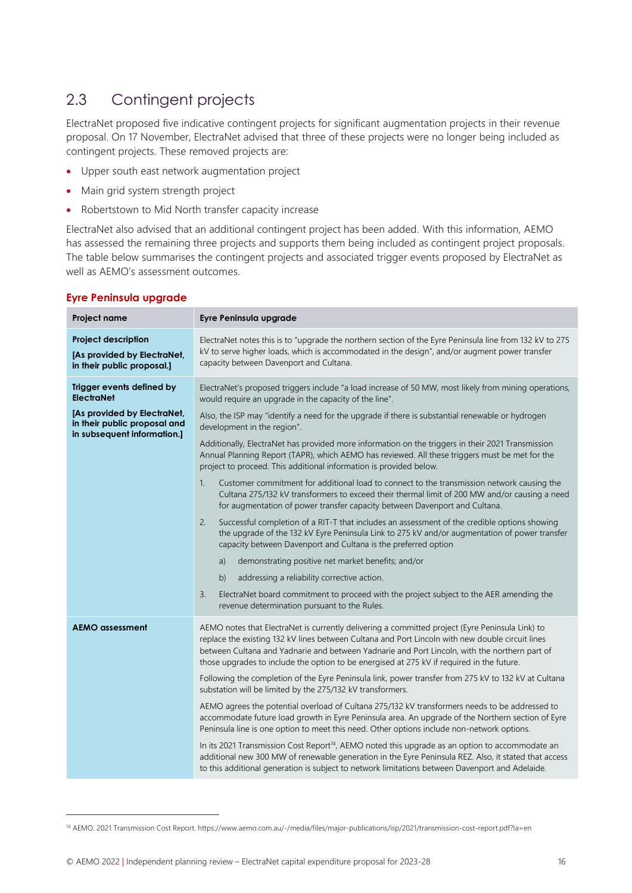## 2.3 Contingent projects

ElectraNet proposed five indicative contingent projects for significant augmentation projects in their revenue proposal. On 17 November, ElectraNet advised that three of these projects were no longer being included as contingent projects. These removed projects are:

- Upper south east network augmentation project
- Main grid system strength project
- Robertstown to Mid North transfer capacity increase

ElectraNet also advised that an additional contingent project has been added. With this information, AEMO has assessed the remaining three projects and supports them being included as contingent project proposals. The table below summarises the contingent projects and associated trigger events proposed by ElectraNet as well as AEMO's assessment outcomes.

### Eyre Peninsula upgrade

| Project name | Eyre Peninsula upgrade |
|---|---|
| **Project description**<br><br>**[As provided by ElectraNet, in their public proposal.]** | ElectraNet notes this is to "upgrade the northern section of the Eyre Peninsula line from 132 kV to 275 kV to serve higher loads, which is accommodated in the design", and/or augment power transfer capacity between Davenport and Cultana. |
| **Trigger events defined by ElectraNet**<br><br>**[As provided by ElectraNet, in their public proposal and in subsequent information.]** | ElectraNet's proposed triggers include "a load increase of 50 MW, most likely from mining operations, would require an upgrade in the capacity of the line".<br><br>Also, the ISP may "identify a need for the upgrade if there is substantial renewable or hydrogen development in the region".<br><br>Additionally, ElectraNet has provided more information on the triggers in their 2021 Transmission Annual Planning Report (TAPR), which AEMO has reviewed. All these triggers must be met for the project to proceed. This additional information is provided below.<br><br>1. Customer commitment for additional load to connect to the transmission network causing the Cultana 275/132 kV transformers to exceed their thermal limit of 200 MW and/or causing a need for augmentation of power transfer capacity between Davenport and Cultana.<br><br>2. Successful completion of a RIT-T that includes an assessment of the credible options showing the upgrade of the 132 kV Eyre Peninsula Link to 275 kV and/or augmentation of power transfer capacity between Davenport and Cultana is the preferred option<br><br>a) demonstrating positive net market benefits; and/or<br><br>b) addressing a reliability corrective action.<br><br>3. ElectraNet board commitment to proceed with the project subject to the AER amending the revenue determination pursuant to the Rules. |
| **AEMO assessment** | AEMO notes that ElectraNet is currently delivering a committed project (Eyre Peninsula Link) to replace the existing 132 kV lines between Cultana and Port Lincoln with new double circuit lines between Cultana and Yadnarie and between Yadnarie and Port Lincoln, with the northern part of those upgrades to include the option to be energised at 275 kV if required in the future.<br><br>Following the completion of the Eyre Peninsula link, power transfer from 275 kV to 132 kV at Cultana substation will be limited by the 275/132 kV transformers.<br><br>AEMO agrees the potential overload of Cultana 275/132 kV transformers needs to be addressed to accommodate future load growth in Eyre Peninsula area. An upgrade of the Northern section of Eyre Peninsula line is one option to meet this need. Other options include non-network options.<br><br>In its 2021 Transmission Cost Report[14], AEMO noted this upgrade as an option to accommodate an additional new 300 MW of renewable generation in the Eyre Peninsula REZ. Also, it stated that access to this additional generation is subject to network limitations between Davenport and Adelaide. |

[14] AEMO. 2021 Transmission Cost Report. https://www.aemo.com.au/-/media/files/major-publications/isp/2021/transmission-cost-report.pdf?la=en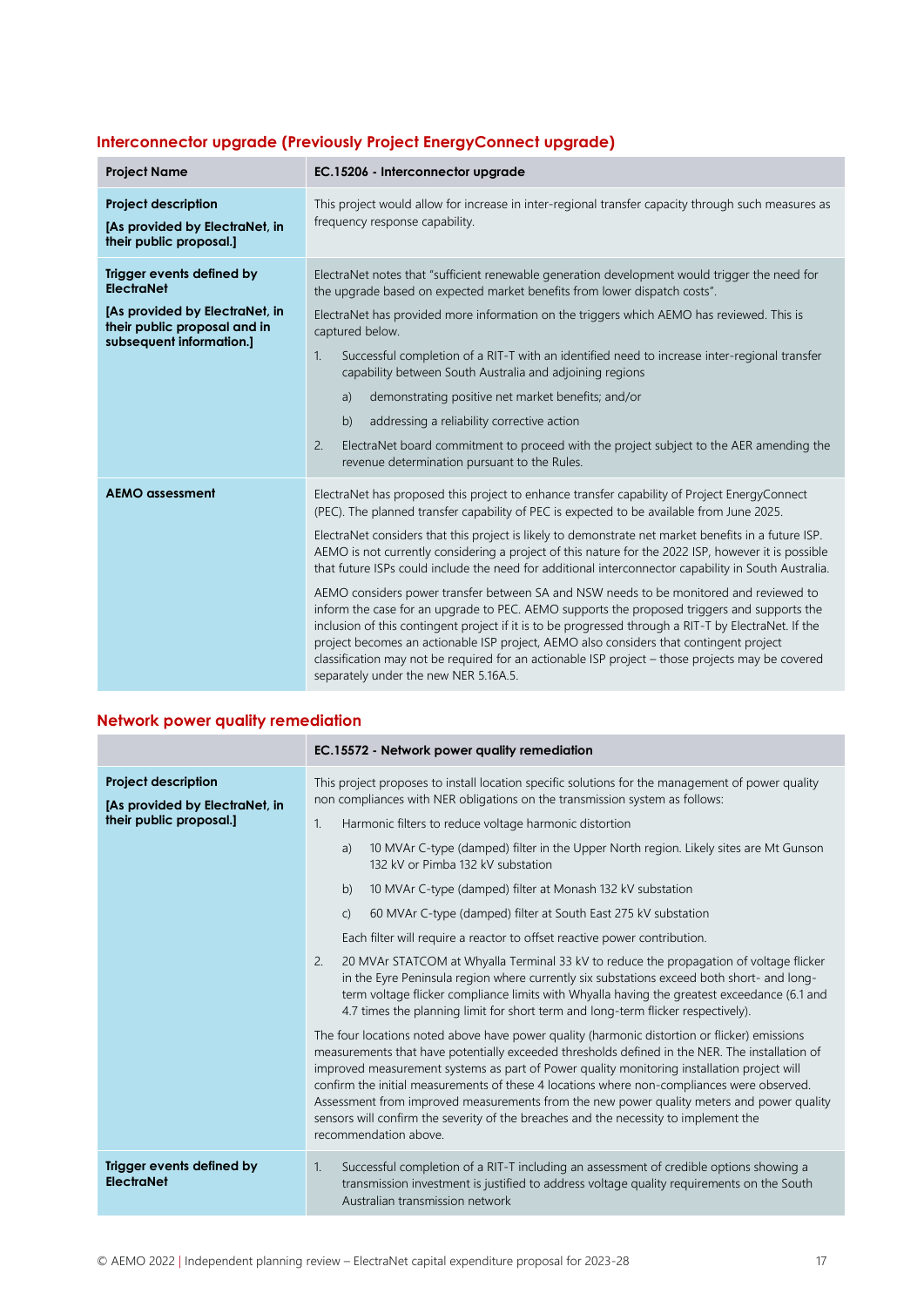### Interconnector upgrade (Previously Project EnergyConnect upgrade)

| Project Name | EC.15206 - Interconnector upgrade |
|---|---|
| **Project description**<br><br>**[As provided by ElectraNet, in their public proposal.]** | This project would allow for increase in inter-regional transfer capacity through such measures as frequency response capability. |
| **Trigger events defined by ElectraNet**<br><br>**[As provided by ElectraNet, in their public proposal and in subsequent information.]** | ElectraNet notes that "sufficient renewable generation development would trigger the need for the upgrade based on expected market benefits from lower dispatch costs".<br><br>ElectraNet has provided more information on the triggers which AEMO has reviewed. This is captured below.<br><br>1. Successful completion of a RIT-T with an identified need to increase inter-regional transfer capability between South Australia and adjoining regions<br>a) demonstrating positive net market benefits; and/or<br>b) addressing a reliability corrective action<br><br>2. ElectraNet board commitment to proceed with the project subject to the AER amending the revenue determination pursuant to the Rules. |
| **AEMO assessment** | ElectraNet has proposed this project to enhance transfer capability of Project EnergyConnect (PEC). The planned transfer capability of PEC is expected to be available from June 2025.<br><br>ElectraNet considers that this project is likely to demonstrate net market benefits in a future ISP. AEMO is not currently considering a project of this nature for the 2022 ISP, however it is possible that future ISPs could include the need for additional interconnector capability in South Australia.<br><br>AEMO considers power transfer between SA and NSW needs to be monitored and reviewed to inform the case for an upgrade to PEC. AEMO supports the proposed triggers and supports the inclusion of this contingent project if it is to be progressed through a RIT-T by ElectraNet. If the project becomes an actionable ISP project, AEMO also considers that contingent project classification may not be required for an actionable ISP project – those projects may be covered separately under the new NER 5.16A.5. |

### Network power quality remediation

| | EC.15572 - Network power quality remediation |
|---|---|
| **Project description**<br><br>**[As provided by ElectraNet, in their public proposal.]** | This project proposes to install location specific solutions for the management of power quality non compliances with NER obligations on the transmission system as follows:<br><br>1. Harmonic filters to reduce voltage harmonic distortion<br>a) 10 MVAr C-type (damped) filter in the Upper North region. Likely sites are Mt Gunson 132 kV or Pimba 132 kV substation<br>b) 10 MVAr C-type (damped) filter at Monash 132 kV substation<br>c) 60 MVAr C-type (damped) filter at South East 275 kV substation<br>Each filter will require a reactor to offset reactive power contribution.<br><br>2. 20 MVAr STATCOM at Whyalla Terminal 33 kV to reduce the propagation of voltage flicker in the Eyre Peninsula region where currently six substations exceed both short- and long-term voltage flicker compliance limits with Whyalla having the greatest exceedance (6.1 and 4.7 times the planning limit for short term and long-term flicker respectively).<br><br>The four locations noted above have power quality (harmonic distortion or flicker) emissions measurements that have potentially exceeded thresholds defined in the NER. The installation of improved measurement systems as part of Power quality monitoring installation project will confirm the initial measurements of these 4 locations where non-compliances were observed. Assessment from improved measurements from the new power quality meters and power quality sensors will confirm the severity of the breaches and the necessity to implement the recommendation above. |
| **Trigger events defined by ElectraNet** | 1. Successful completion of a RIT-T including an assessment of credible options showing a transmission investment is justified to address voltage quality requirements on the South Australian transmission network |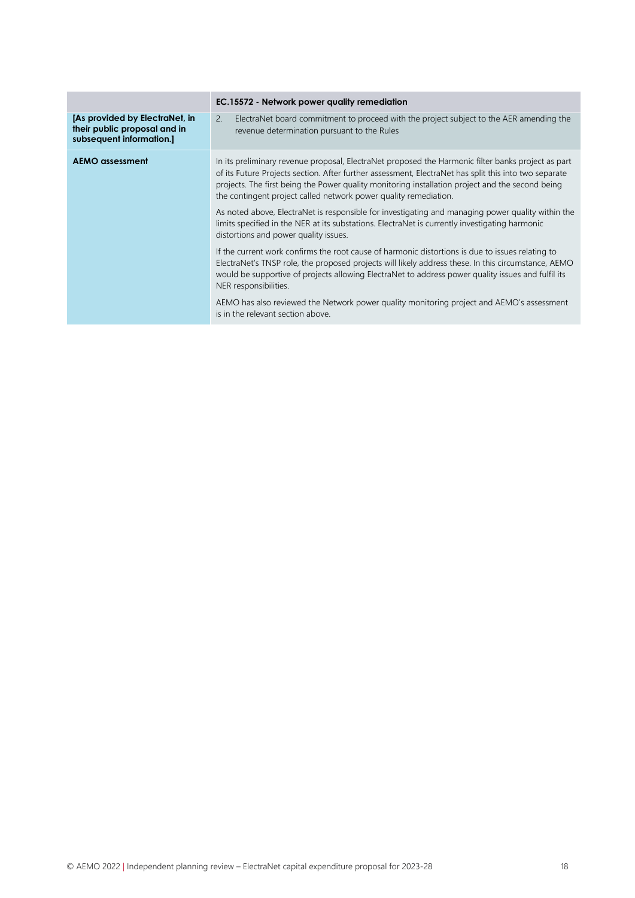| | EC.15572 - Network power quality remediation |
|---|---|
| **[As provided by ElectraNet, in their public proposal and in subsequent information.]** | 2. ElectraNet board commitment to proceed with the project subject to the AER amending the revenue determination pursuant to the Rules |
| **AEMO assessment** | In its preliminary revenue proposal, ElectraNet proposed the Harmonic filter banks project as part of its Future Projects section. After further assessment, ElectraNet has split this into two separate projects. The first being the Power quality monitoring installation project and the second being the contingent project called network power quality remediation.<br><br>As noted above, ElectraNet is responsible for investigating and managing power quality within the limits specified in the NER at its substations. ElectraNet is currently investigating harmonic distortions and power quality issues.<br><br>If the current work confirms the root cause of harmonic distortions is due to issues relating to ElectraNet's TNSP role, the proposed projects will likely address these. In this circumstance, AEMO would be supportive of projects allowing ElectraNet to address power quality issues and fulfil its NER responsibilities.<br><br>AEMO has also reviewed the Network power quality monitoring project and AEMO's assessment is in the relevant section above. |